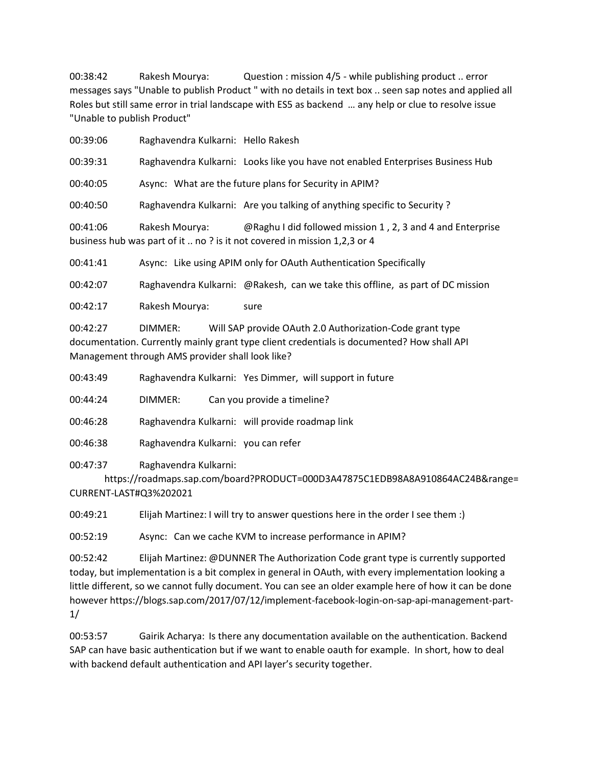00:38:42 Rakesh Mourya: Question : mission 4/5 - while publishing product .. error messages says "Unable to publish Product " with no details in text box .. seen sap notes and applied all Roles but still same error in trial landscape with ES5 as backend … any help or clue to resolve issue "Unable to publish Product"

00:39:06 Raghavendra Kulkarni: Hello Rakesh

00:39:31 Raghavendra Kulkarni: Looks like you have not enabled Enterprises Business Hub

00:40:05 Async: What are the future plans for Security in APIM?

00:40:50 Raghavendra Kulkarni: Are you talking of anything specific to Security ?

00:41:06 Rakesh Mourya: @Raghu I did followed mission 1 , 2, 3 and 4 and Enterprise business hub was part of it .. no ? is it not covered in mission 1,2,3 or 4

00:41:41 Async: Like using APIM only for OAuth Authentication Specifically

00:42:07 Raghavendra Kulkarni: @Rakesh, can we take this offline, as part of DC mission

00:42:17 Rakesh Mourya: sure

00:42:27 DIMMER: Will SAP provide OAuth 2.0 Authorization-Code grant type documentation. Currently mainly grant type client credentials is documented? How shall API Management through AMS provider shall look like?

00:43:49 Raghavendra Kulkarni: Yes Dimmer, will support in future

00:44:24 DIMMER: Can you provide a timeline?

00:46:28 Raghavendra Kulkarni: will provide roadmap link

00:46:38 Raghavendra Kulkarni: you can refer

00:47:37 Raghavendra Kulkarni: https://roadmaps.sap.com/board?PRODUCT=000D3A47875C1EDB98A8A910864AC24B&range=CURRENT-LAST#Q3%202021

00:49:21 Elijah Martinez: I will try to answer questions here in the order I see them :)

00:52:19 Async: Can we cache KVM to increase performance in APIM?

00:52:42 Elijah Martinez: @DUNNER The Authorization Code grant type is currently supported today, but implementation is a bit complex in general in OAuth, with every implementation looking a little different, so we cannot fully document. You can see an older example here of how it can be done however https://blogs.sap.com/2017/07/12/implement-facebook-login-on-sap-api-management-part-1/

00:53:57 Gairik Acharya: Is there any documentation available on the authentication. Backend SAP can have basic authentication but if we want to enable oauth for example. In short, how to deal with backend default authentication and API layer's security together.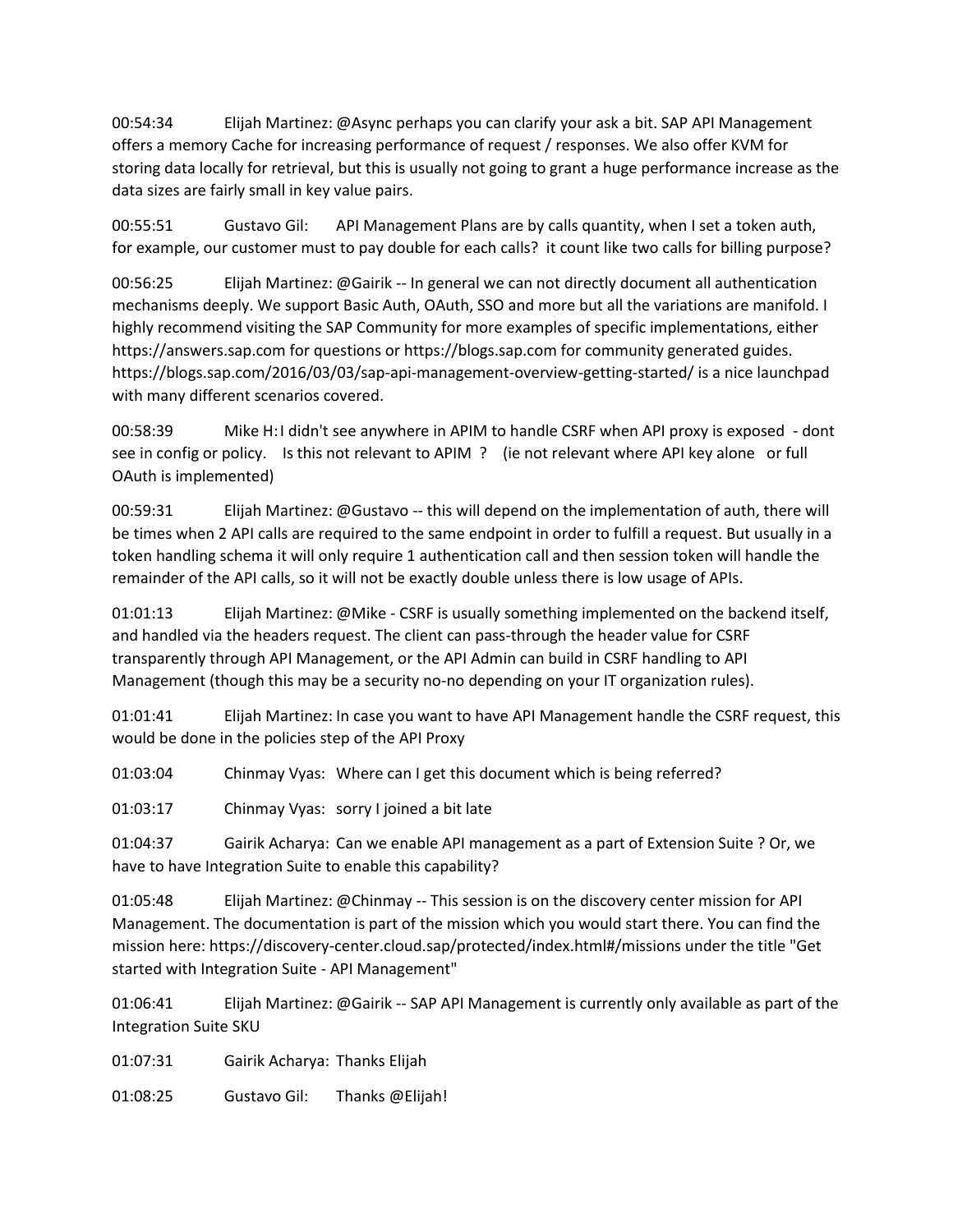00:54:34 Elijah Martinez: @Async perhaps you can clarify your ask a bit. SAP API Management offers a memory Cache for increasing performance of request / responses. We also offer KVM for storing data locally for retrieval, but this is usually not going to grant a huge performance increase as the data sizes are fairly small in key value pairs.

00:55:51 Gustavo Gil: API Management Plans are by calls quantity, when I set a token auth, for example, our customer must to pay double for each calls? it count like two calls for billing purpose?

00:56:25 Elijah Martinez: @Gairik -- In general we can not directly document all authentication mechanisms deeply. We support Basic Auth, OAuth, SSO and more but all the variations are manifold. I highly recommend visiting the SAP Community for more examples of specific implementations, either https://answers.sap.com for questions or https://blogs.sap.com for community generated guides. https://blogs.sap.com/2016/03/03/sap-api-management-overview-getting-started/ is a nice launchpad with many different scenarios covered.

00:58:39 Mike H: I didn't see anywhere in APIM to handle CSRF when API proxy is exposed - dont see in config or policy. Is this not relevant to APIM ? (ie not relevant where API key alone or full OAuth is implemented)

00:59:31 Elijah Martinez: @Gustavo -- this will depend on the implementation of auth, there will be times when 2 API calls are required to the same endpoint in order to fulfill a request. But usually in a token handling schema it will only require 1 authentication call and then session token will handle the remainder of the API calls, so it will not be exactly double unless there is low usage of APIs.

01:01:13 Elijah Martinez: @Mike - CSRF is usually something implemented on the backend itself, and handled via the headers request. The client can pass-through the header value for CSRF transparently through API Management, or the API Admin can build in CSRF handling to API Management (though this may be a security no-no depending on your IT organization rules).

01:01:41 Elijah Martinez: In case you want to have API Management handle the CSRF request, this would be done in the policies step of the API Proxy

01:03:04 Chinmay Vyas: Where can I get this document which is being referred?

01:03:17 Chinmay Vyas: sorry I joined a bit late

01:04:37 Gairik Acharya: Can we enable API management as a part of Extension Suite ? Or, we have to have Integration Suite to enable this capability?

01:05:48 Elijah Martinez: @Chinmay -- This session is on the discovery center mission for API Management. The documentation is part of the mission which you would start there. You can find the mission here: https://discovery-center.cloud.sap/protected/index.html#/missions under the title "Get started with Integration Suite - API Management"

01:06:41 Elijah Martinez: @Gairik -- SAP API Management is currently only available as part of the Integration Suite SKU

01:07:31 Gairik Acharya: Thanks Elijah

01:08:25 Gustavo Gil: Thanks @Elijah!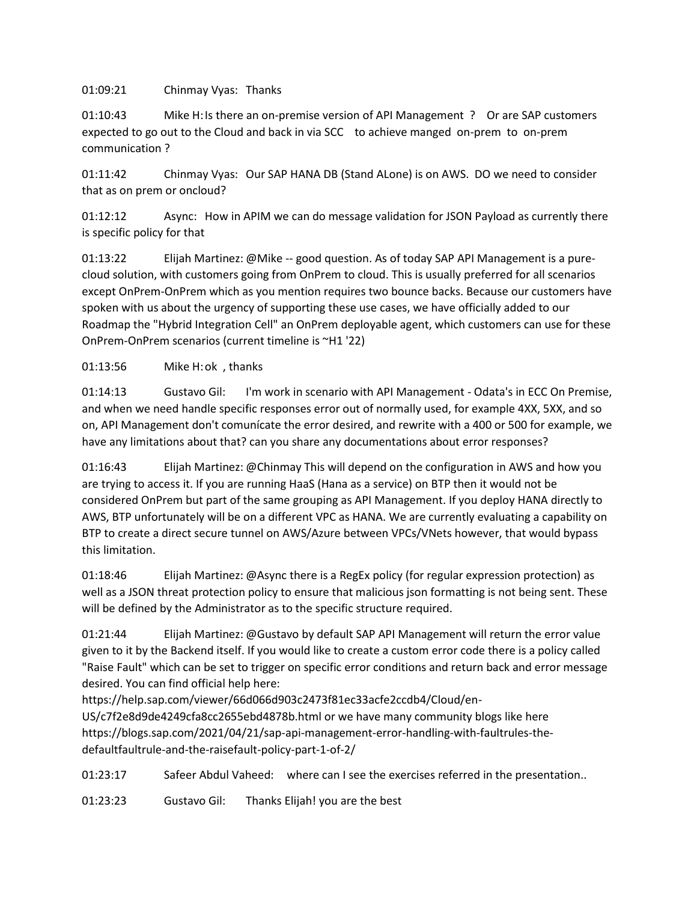01:09:21 Chinmay Vyas: Thanks

01:10:43 Mike H: Is there an on-premise version of API Management ? Or are SAP customers expected to go out to the Cloud and back in via SCC to achieve manged on-prem to on-prem communication ?

01:11:42 Chinmay Vyas: Our SAP HANA DB (Stand ALone) is on AWS. DO we need to consider that as on prem or oncloud?

01:12:12 Async: How in APIM we can do message validation for JSON Payload as currently there is specific policy for that

01:13:22 Elijah Martinez: @Mike -- good question. As of today SAP API Management is a pure-cloud solution, with customers going from OnPrem to cloud. This is usually preferred for all scenarios except OnPrem-OnPrem which as you mention requires two bounce backs. Because our customers have spoken with us about the urgency of supporting these use cases, we have officially added to our Roadmap the "Hybrid Integration Cell" an OnPrem deployable agent, which customers can use for these OnPrem-OnPrem scenarios (current timeline is ~H1 '22)

01:13:56 Mike H: ok , thanks

01:14:13 Gustavo Gil: I'm work in scenario with API Management - Odata's in ECC On Premise, and when we need handle specific responses error out of normally used, for example 4XX, 5XX, and so on, API Management don't comunícate the error desired, and rewrite with a 400 or 500 for example, we have any limitations about that? can you share any documentations about error responses?

01:16:43 Elijah Martinez: @Chinmay This will depend on the configuration in AWS and how you are trying to access it. If you are running HaaS (Hana as a service) on BTP then it would not be considered OnPrem but part of the same grouping as API Management. If you deploy HANA directly to AWS, BTP unfortunately will be on a different VPC as HANA. We are currently evaluating a capability on BTP to create a direct secure tunnel on AWS/Azure between VPCs/VNets however, that would bypass this limitation.

01:18:46 Elijah Martinez: @Async there is a RegEx policy (for regular expression protection) as well as a JSON threat protection policy to ensure that malicious json formatting is not being sent. These will be defined by the Administrator as to the specific structure required.

01:21:44 Elijah Martinez: @Gustavo by default SAP API Management will return the error value given to it by the Backend itself. If you would like to create a custom error code there is a policy called "Raise Fault" which can be set to trigger on specific error conditions and return back and error message desired. You can find official help here: https://help.sap.com/viewer/66d066d903c2473f81ec33acfe2ccdb4/Cloud/en-US/c7f2e8d9de4249cfa8cc2655ebd4878b.html or we have many community blogs like here https://blogs.sap.com/2021/04/21/sap-api-management-error-handling-with-faultrules-the-defaultfaultrule-and-the-raisefault-policy-part-1-of-2/

01:23:17 Safeer Abdul Vaheed: where can I see the exercises referred in the presentation..

01:23:23 Gustavo Gil: Thanks Elijah! you are the best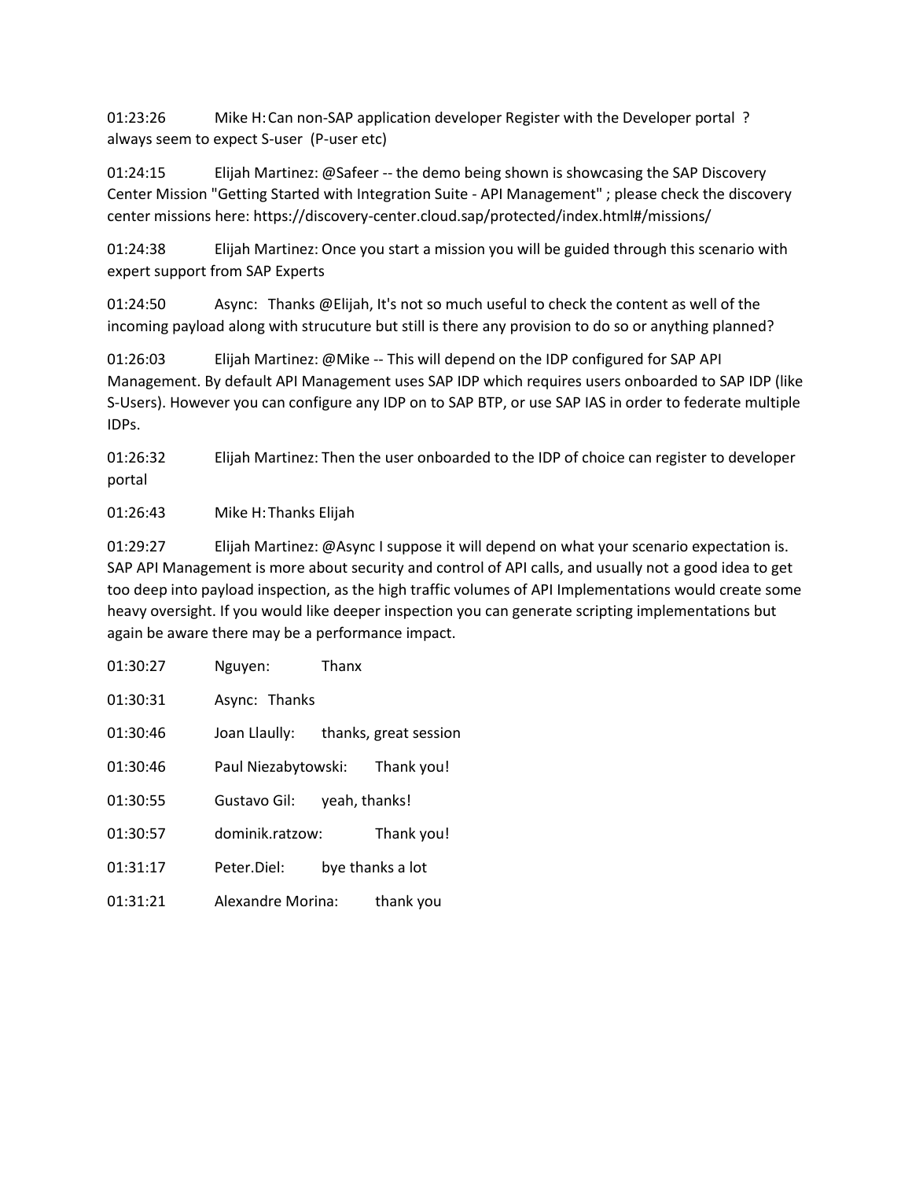01:23:26 Mike H: Can non-SAP application developer Register with the Developer portal ? always seem to expect S-user (P-user etc)

01:24:15 Elijah Martinez: @Safeer -- the demo being shown is showcasing the SAP Discovery Center Mission "Getting Started with Integration Suite - API Management" ; please check the discovery center missions here: https://discovery-center.cloud.sap/protected/index.html#/missions/

01:24:38 Elijah Martinez: Once you start a mission you will be guided through this scenario with expert support from SAP Experts

01:24:50 Async: Thanks @Elijah, It's not so much useful to check the content as well of the incoming payload along with strucuture but still is there any provision to do so or anything planned?

01:26:03 Elijah Martinez: @Mike -- This will depend on the IDP configured for SAP API Management. By default API Management uses SAP IDP which requires users onboarded to SAP IDP (like S-Users). However you can configure any IDP on to SAP BTP, or use SAP IAS in order to federate multiple IDPs.

01:26:32 Elijah Martinez: Then the user onboarded to the IDP of choice can register to developer portal

01:26:43 Mike H: Thanks Elijah

01:29:27 Elijah Martinez: @Async I suppose it will depend on what your scenario expectation is. SAP API Management is more about security and control of API calls, and usually not a good idea to get too deep into payload inspection, as the high traffic volumes of API Implementations would create some heavy oversight. If you would like deeper inspection you can generate scripting implementations but again be aware there may be a performance impact.

01:30:27 Nguyen: Thanx

01:30:31 Async: Thanks

01:30:46 Joan Llaully: thanks, great session

01:30:46 Paul Niezabytowski: Thank you!

01:30:55 Gustavo Gil: yeah, thanks!

01:30:57 dominik.ratzow: Thank you!

01:31:17 Peter.Diel: bye thanks a lot

01:31:21 Alexandre Morina: thank you